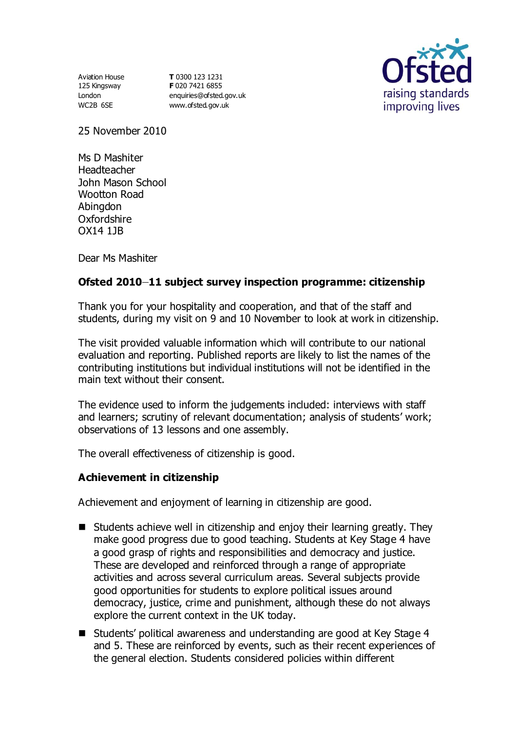Aviation House
125 Kingsway
London
WC2B 6SE

**T** 0300 123 1231
**F** 020 7421 6855
enquiries@ofsted.gov.uk
www.ofsted.gov.uk

25 November 2010

Ms D Mashiter
Headteacher
John Mason School
Wootton Road
Abingdon
Oxfordshire
OX14 1JB

Dear Ms Mashiter

**Ofsted 2010–11 subject survey inspection programme: citizenship**

Thank you for your hospitality and cooperation, and that of the staff and students, during my visit on 9 and 10 November to look at work in citizenship.

The visit provided valuable information which will contribute to our national evaluation and reporting. Published reports are likely to list the names of the contributing institutions but individual institutions will not be identified in the main text without their consent.

The evidence used to inform the judgements included: interviews with staff and learners; scrutiny of relevant documentation; analysis of students' work; observations of 13 lessons and one assembly.

The overall effectiveness of citizenship is good.

**Achievement in citizenship**

Achievement and enjoyment of learning in citizenship are good.

- Students achieve well in citizenship and enjoy their learning greatly. They make good progress due to good teaching. Students at Key Stage 4 have a good grasp of rights and responsibilities and democracy and justice. These are developed and reinforced through a range of appropriate activities and across several curriculum areas. Several subjects provide good opportunities for students to explore political issues around democracy, justice, crime and punishment, although these do not always explore the current context in the UK today.
- Students' political awareness and understanding are good at Key Stage 4 and 5. These are reinforced by events, such as their recent experiences of the general election. Students considered policies within different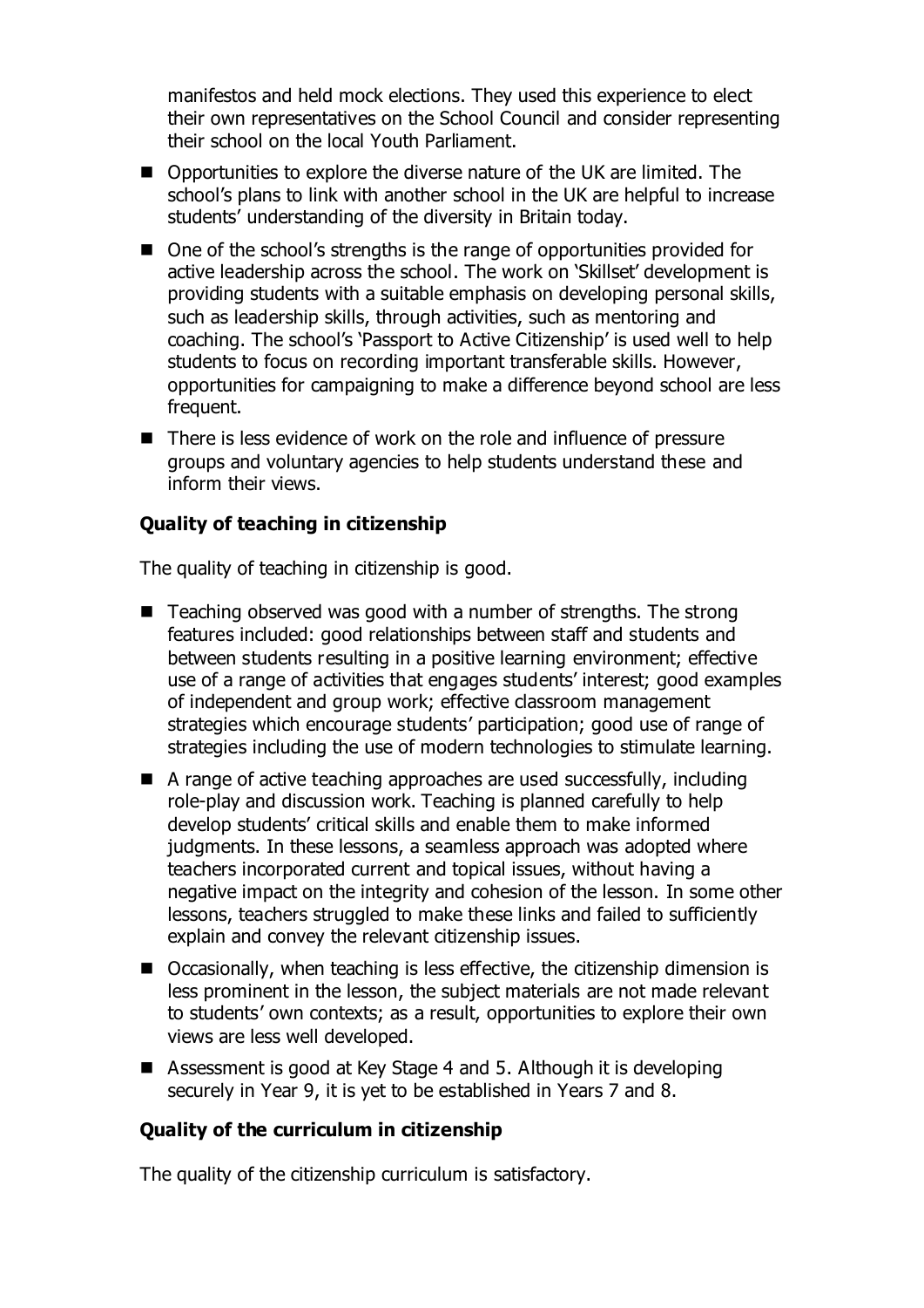manifestos and held mock elections. They used this experience to elect their own representatives on the School Council and consider representing their school on the local Youth Parliament.

- Opportunities to explore the diverse nature of the UK are limited. The school's plans to link with another school in the UK are helpful to increase students' understanding of the diversity in Britain today.
- One of the school's strengths is the range of opportunities provided for active leadership across the school. The work on 'Skillset' development is providing students with a suitable emphasis on developing personal skills, such as leadership skills, through activities, such as mentoring and coaching. The school's 'Passport to Active Citizenship' is used well to help students to focus on recording important transferable skills. However, opportunities for campaigning to make a difference beyond school are less frequent.
- There is less evidence of work on the role and influence of pressure groups and voluntary agencies to help students understand these and inform their views.

**Quality of teaching in citizenship**

The quality of teaching in citizenship is good.

- Teaching observed was good with a number of strengths. The strong features included: good relationships between staff and students and between students resulting in a positive learning environment; effective use of a range of activities that engages students' interest; good examples of independent and group work; effective classroom management strategies which encourage students' participation; good use of range of strategies including the use of modern technologies to stimulate learning.
- A range of active teaching approaches are used successfully, including role-play and discussion work. Teaching is planned carefully to help develop students' critical skills and enable them to make informed judgments. In these lessons, a seamless approach was adopted where teachers incorporated current and topical issues, without having a negative impact on the integrity and cohesion of the lesson. In some other lessons, teachers struggled to make these links and failed to sufficiently explain and convey the relevant citizenship issues.
- Occasionally, when teaching is less effective, the citizenship dimension is less prominent in the lesson, the subject materials are not made relevant to students' own contexts; as a result, opportunities to explore their own views are less well developed.
- Assessment is good at Key Stage 4 and 5. Although it is developing securely in Year 9, it is yet to be established in Years 7 and 8.

**Quality of the curriculum in citizenship**

The quality of the citizenship curriculum is satisfactory.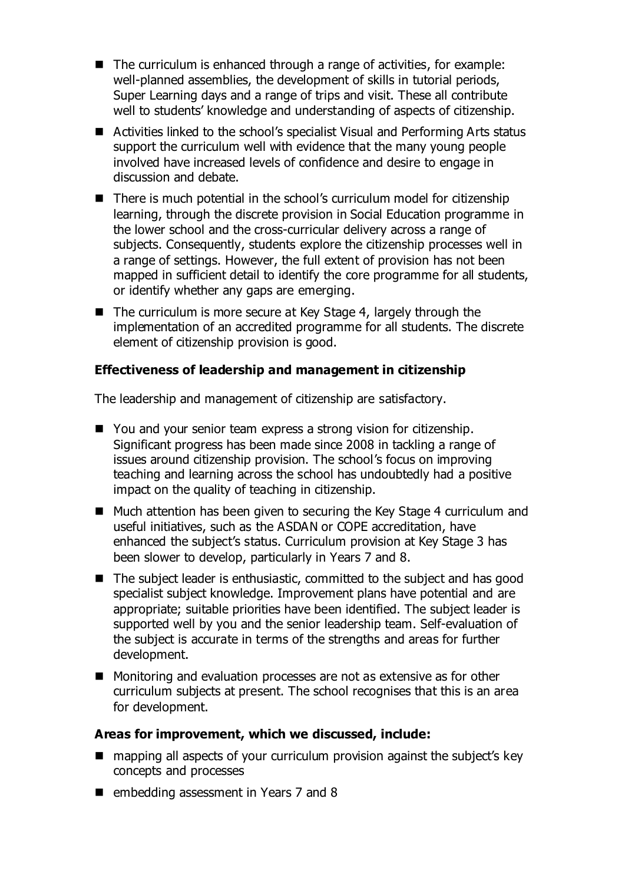- The curriculum is enhanced through a range of activities, for example: well-planned assemblies, the development of skills in tutorial periods, Super Learning days and a range of trips and visit. These all contribute well to students' knowledge and understanding of aspects of citizenship.
- Activities linked to the school's specialist Visual and Performing Arts status support the curriculum well with evidence that the many young people involved have increased levels of confidence and desire to engage in discussion and debate.
- There is much potential in the school's curriculum model for citizenship learning, through the discrete provision in Social Education programme in the lower school and the cross-curricular delivery across a range of subjects. Consequently, students explore the citizenship processes well in a range of settings. However, the full extent of provision has not been mapped in sufficient detail to identify the core programme for all students, or identify whether any gaps are emerging.
- The curriculum is more secure at Key Stage 4, largely through the implementation of an accredited programme for all students. The discrete element of citizenship provision is good.

**Effectiveness of leadership and management in citizenship**

The leadership and management of citizenship are satisfactory.

- You and your senior team express a strong vision for citizenship. Significant progress has been made since 2008 in tackling a range of issues around citizenship provision. The school's focus on improving teaching and learning across the school has undoubtedly had a positive impact on the quality of teaching in citizenship.
- Much attention has been given to securing the Key Stage 4 curriculum and useful initiatives, such as the ASDAN or COPE accreditation, have enhanced the subject's status. Curriculum provision at Key Stage 3 has been slower to develop, particularly in Years 7 and 8.
- The subject leader is enthusiastic, committed to the subject and has good specialist subject knowledge. Improvement plans have potential and are appropriate; suitable priorities have been identified. The subject leader is supported well by you and the senior leadership team. Self-evaluation of the subject is accurate in terms of the strengths and areas for further development.
- Monitoring and evaluation processes are not as extensive as for other curriculum subjects at present. The school recognises that this is an area for development.

**Areas for improvement, which we discussed, include:**

- mapping all aspects of your curriculum provision against the subject's key concepts and processes
- embedding assessment in Years 7 and 8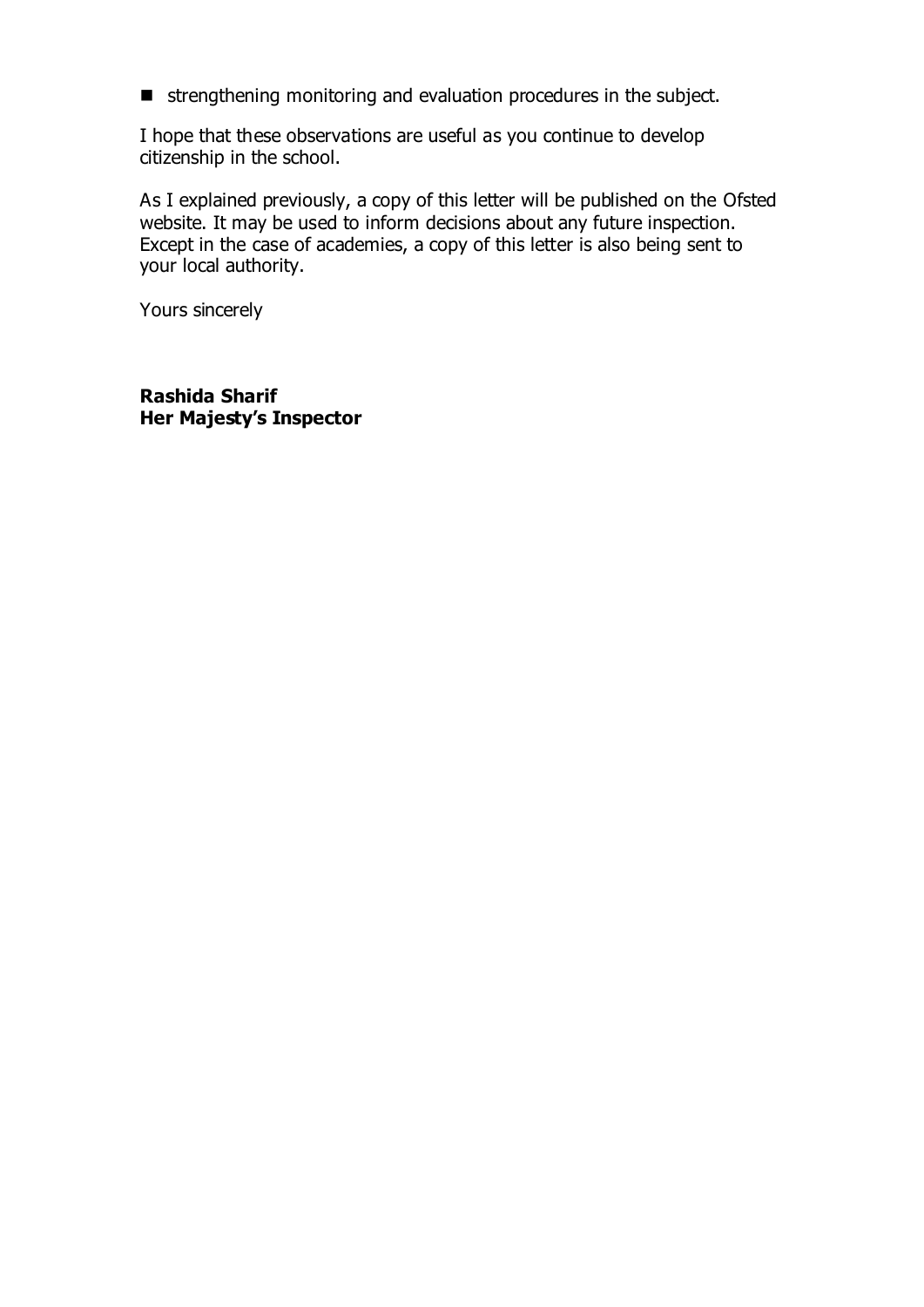- strengthening monitoring and evaluation procedures in the subject.

I hope that these observations are useful as you continue to develop citizenship in the school.

As I explained previously, a copy of this letter will be published on the Ofsted website. It may be used to inform decisions about any future inspection. Except in the case of academies, a copy of this letter is also being sent to your local authority.

Yours sincerely

**Rashida Sharif**
**Her Majesty's Inspector**